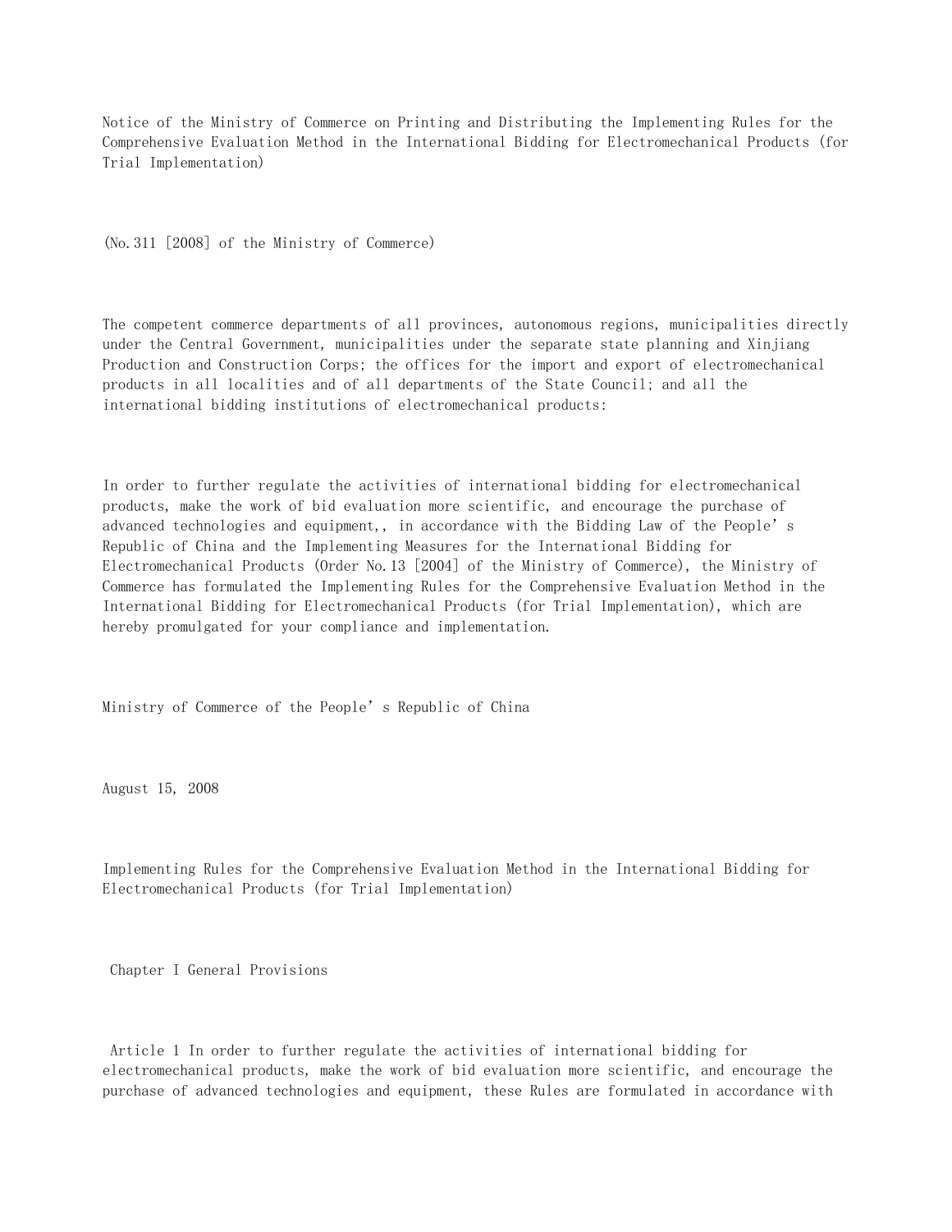# Notice of the Ministry of Commerce on Printing and Distributing the Implementing Rules for the Comprehensive Evaluation Method in the International Bidding for Electromechanical Products (for Trial Implementation)

(No.311 [2008] of the Ministry of Commerce)

The competent commerce departments of all provinces, autonomous regions, municipalities directly under the Central Government, municipalities under the separate state planning and Xinjiang Production and Construction Corps; the offices for the import and export of electromechanical products in all localities and of all departments of the State Council; and all the international bidding institutions of electromechanical products:

In order to further regulate the activities of international bidding for electromechanical products, make the work of bid evaluation more scientific, and encourage the purchase of advanced technologies and equipment,, in accordance with the Bidding Law of the People's Republic of China and the Implementing Measures for the International Bidding for Electromechanical Products (Order No.13 [2004] of the Ministry of Commerce), the Ministry of Commerce has formulated the Implementing Rules for the Comprehensive Evaluation Method in the International Bidding for Electromechanical Products (for Trial Implementation), which are hereby promulgated for your compliance and implementation.

Ministry of Commerce of the People's Republic of China

August 15, 2008

## Implementing Rules for the Comprehensive Evaluation Method in the International Bidding for Electromechanical Products (for Trial Implementation)

### Chapter I General Provisions

Article 1 In order to further regulate the activities of international bidding for electromechanical products, make the work of bid evaluation more scientific, and encourage the purchase of advanced technologies and equipment, these Rules are formulated in accordance with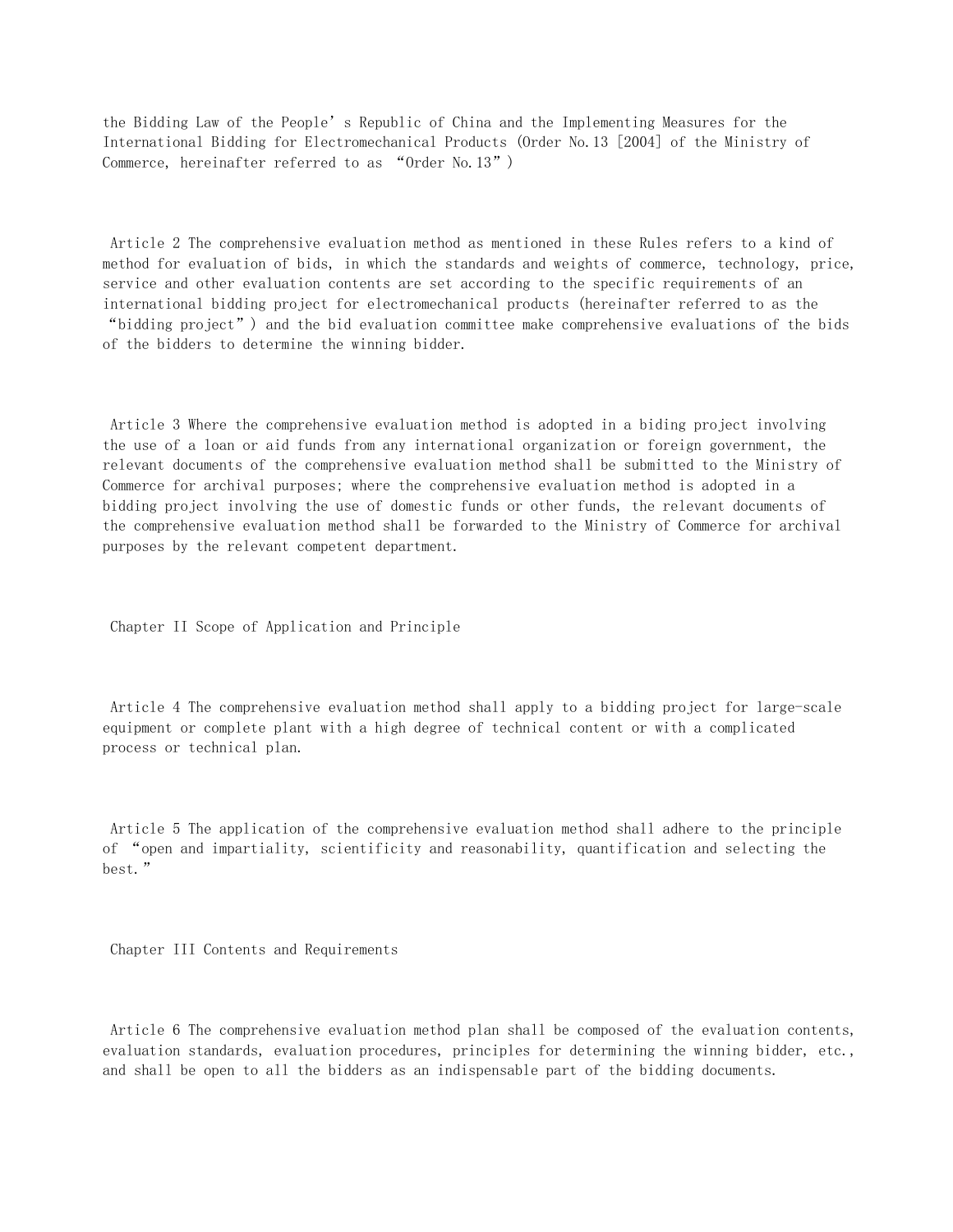the Bidding Law of the People's Republic of China and the Implementing Measures for the International Bidding for Electromechanical Products (Order No.13 [2004] of the Ministry of Commerce, hereinafter referred to as "Order No.13")

Article 2 The comprehensive evaluation method as mentioned in these Rules refers to a kind of method for evaluation of bids, in which the standards and weights of commerce, technology, price, service and other evaluation contents are set according to the specific requirements of an international bidding project for electromechanical products (hereinafter referred to as the "bidding project") and the bid evaluation committee make comprehensive evaluations of the bids of the bidders to determine the winning bidder.

Article 3 Where the comprehensive evaluation method is adopted in a biding project involving the use of a loan or aid funds from any international organization or foreign government, the relevant documents of the comprehensive evaluation method shall be submitted to the Ministry of Commerce for archival purposes; where the comprehensive evaluation method is adopted in a bidding project involving the use of domestic funds or other funds, the relevant documents of the comprehensive evaluation method shall be forwarded to the Ministry of Commerce for archival purposes by the relevant competent department.

## Chapter II Scope of Application and Principle

Article 4 The comprehensive evaluation method shall apply to a bidding project for large-scale equipment or complete plant with a high degree of technical content or with a complicated process or technical plan.

Article 5 The application of the comprehensive evaluation method shall adhere to the principle of "open and impartiality, scientificity and reasonability, quantification and selecting the best."

## Chapter III Contents and Requirements

Article 6 The comprehensive evaluation method plan shall be composed of the evaluation contents, evaluation standards, evaluation procedures, principles for determining the winning bidder, etc., and shall be open to all the bidders as an indispensable part of the bidding documents.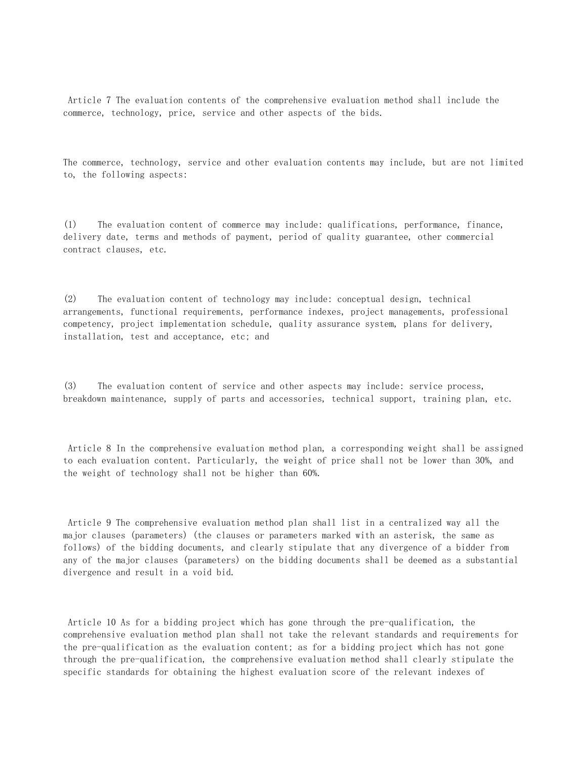Article 7 The evaluation contents of the comprehensive evaluation method shall include the commerce, technology, price, service and other aspects of the bids.

The commerce, technology, service and other evaluation contents may include, but are not limited to, the following aspects:

(1) The evaluation content of commerce may include: qualifications, performance, finance, delivery date, terms and methods of payment, period of quality guarantee, other commercial contract clauses, etc.

(2) The evaluation content of technology may include: conceptual design, technical arrangements, functional requirements, performance indexes, project managements, professional competency, project implementation schedule, quality assurance system, plans for delivery, installation, test and acceptance, etc; and

(3) The evaluation content of service and other aspects may include: service process, breakdown maintenance, supply of parts and accessories, technical support, training plan, etc.

Article 8 In the comprehensive evaluation method plan, a corresponding weight shall be assigned to each evaluation content. Particularly, the weight of price shall not be lower than 30%, and the weight of technology shall not be higher than 60%.

Article 9 The comprehensive evaluation method plan shall list in a centralized way all the major clauses (parameters) (the clauses or parameters marked with an asterisk, the same as follows) of the bidding documents, and clearly stipulate that any divergence of a bidder from any of the major clauses (parameters) on the bidding documents shall be deemed as a substantial divergence and result in a void bid.

Article 10 As for a bidding project which has gone through the pre-qualification, the comprehensive evaluation method plan shall not take the relevant standards and requirements for the pre-qualification as the evaluation content; as for a bidding project which has not gone through the pre-qualification, the comprehensive evaluation method shall clearly stipulate the specific standards for obtaining the highest evaluation score of the relevant indexes of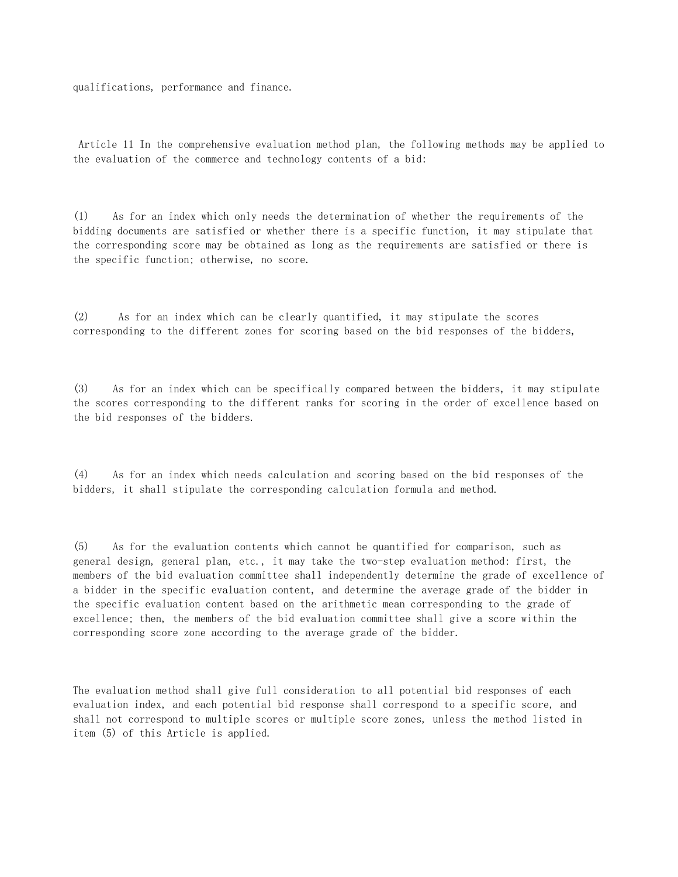qualifications, performance and finance.

Article 11 In the comprehensive evaluation method plan, the following methods may be applied to the evaluation of the commerce and technology contents of a bid:

(1) As for an index which only needs the determination of whether the requirements of the bidding documents are satisfied or whether there is a specific function, it may stipulate that the corresponding score may be obtained as long as the requirements are satisfied or there is the specific function; otherwise, no score.

(2) As for an index which can be clearly quantified, it may stipulate the scores corresponding to the different zones for scoring based on the bid responses of the bidders,

(3) As for an index which can be specifically compared between the bidders, it may stipulate the scores corresponding to the different ranks for scoring in the order of excellence based on the bid responses of the bidders.

(4) As for an index which needs calculation and scoring based on the bid responses of the bidders, it shall stipulate the corresponding calculation formula and method.

(5) As for the evaluation contents which cannot be quantified for comparison, such as general design, general plan, etc., it may take the two-step evaluation method: first, the members of the bid evaluation committee shall independently determine the grade of excellence of a bidder in the specific evaluation content, and determine the average grade of the bidder in the specific evaluation content based on the arithmetic mean corresponding to the grade of excellence; then, the members of the bid evaluation committee shall give a score within the corresponding score zone according to the average grade of the bidder.

The evaluation method shall give full consideration to all potential bid responses of each evaluation index, and each potential bid response shall correspond to a specific score, and shall not correspond to multiple scores or multiple score zones, unless the method listed in item (5) of this Article is applied.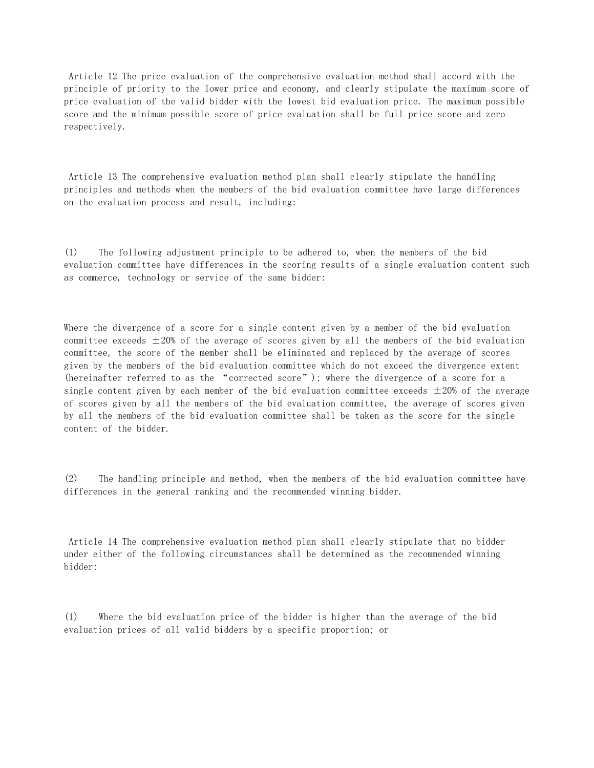Article 12 The price evaluation of the comprehensive evaluation method shall accord with the principle of priority to the lower price and economy, and clearly stipulate the maximum score of price evaluation of the valid bidder with the lowest bid evaluation price. The maximum possible score and the minimum possible score of price evaluation shall be full price score and zero respectively.

Article 13 The comprehensive evaluation method plan shall clearly stipulate the handling principles and methods when the members of the bid evaluation committee have large differences on the evaluation process and result, including:

(1) The following adjustment principle to be adhered to, when the members of the bid evaluation committee have differences in the scoring results of a single evaluation content such as commerce, technology or service of the same bidder:

Where the divergence of a score for a single content given by a member of the bid evaluation committee exceeds ±20% of the average of scores given by all the members of the bid evaluation committee, the score of the member shall be eliminated and replaced by the average of scores given by the members of the bid evaluation committee which do not exceed the divergence extent (hereinafter referred to as the "corrected score"); where the divergence of a score for a single content given by each member of the bid evaluation committee exceeds ±20% of the average of scores given by all the members of the bid evaluation committee, the average of scores given by all the members of the bid evaluation committee shall be taken as the score for the single content of the bidder.

(2) The handling principle and method, when the members of the bid evaluation committee have differences in the general ranking and the recommended winning bidder.

Article 14 The comprehensive evaluation method plan shall clearly stipulate that no bidder under either of the following circumstances shall be determined as the recommended winning bidder:

(1) Where the bid evaluation price of the bidder is higher than the average of the bid evaluation prices of all valid bidders by a specific proportion; or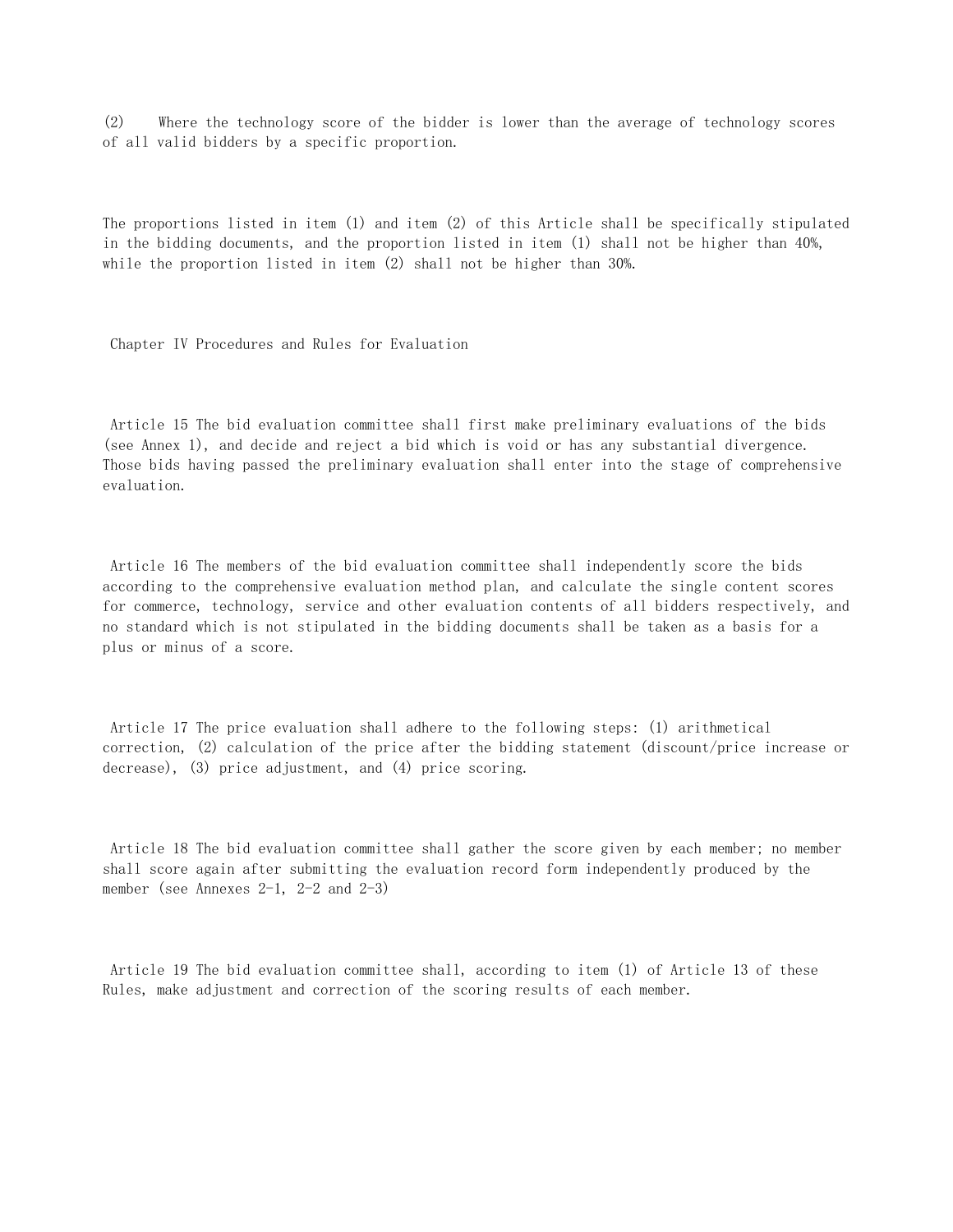(2) Where the technology score of the bidder is lower than the average of technology scores of all valid bidders by a specific proportion.

The proportions listed in item (1) and item (2) of this Article shall be specifically stipulated in the bidding documents, and the proportion listed in item (1) shall not be higher than 40%, while the proportion listed in item (2) shall not be higher than 30%.

## Chapter IV Procedures and Rules for Evaluation

Article 15 The bid evaluation committee shall first make preliminary evaluations of the bids (see Annex 1), and decide and reject a bid which is void or has any substantial divergence. Those bids having passed the preliminary evaluation shall enter into the stage of comprehensive evaluation.

Article 16 The members of the bid evaluation committee shall independently score the bids according to the comprehensive evaluation method plan, and calculate the single content scores for commerce, technology, service and other evaluation contents of all bidders respectively, and no standard which is not stipulated in the bidding documents shall be taken as a basis for a plus or minus of a score.

Article 17 The price evaluation shall adhere to the following steps: (1) arithmetical correction, (2) calculation of the price after the bidding statement (discount/price increase or decrease), (3) price adjustment, and (4) price scoring.

Article 18 The bid evaluation committee shall gather the score given by each member; no member shall score again after submitting the evaluation record form independently produced by the member (see Annexes 2-1, 2-2 and 2-3)

Article 19 The bid evaluation committee shall, according to item (1) of Article 13 of these Rules, make adjustment and correction of the scoring results of each member.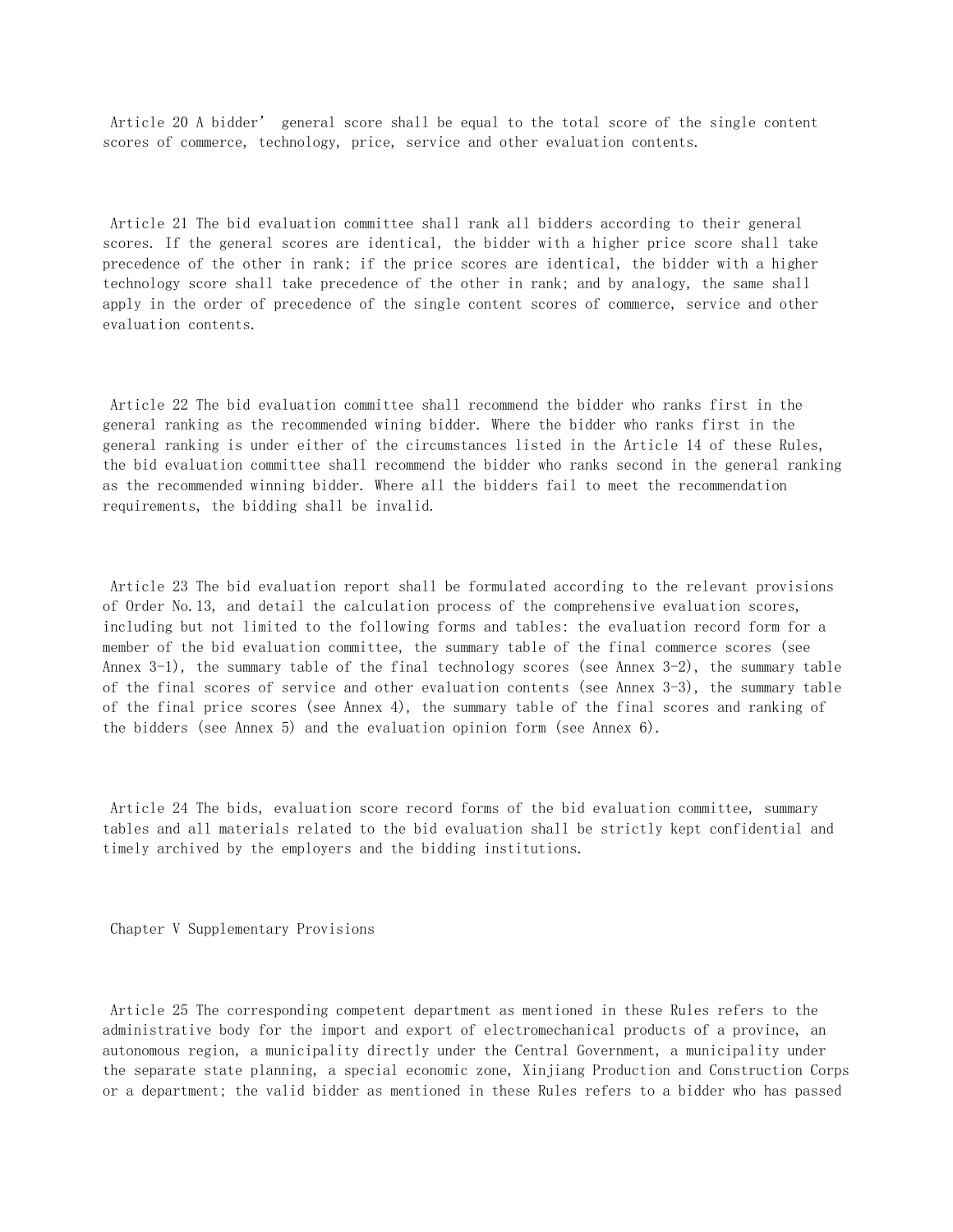Article 20 A bidder' general score shall be equal to the total score of the single content scores of commerce, technology, price, service and other evaluation contents.

Article 21 The bid evaluation committee shall rank all bidders according to their general scores. If the general scores are identical, the bidder with a higher price score shall take precedence of the other in rank; if the price scores are identical, the bidder with a higher technology score shall take precedence of the other in rank; and by analogy, the same shall apply in the order of precedence of the single content scores of commerce, service and other evaluation contents.

Article 22 The bid evaluation committee shall recommend the bidder who ranks first in the general ranking as the recommended wining bidder. Where the bidder who ranks first in the general ranking is under either of the circumstances listed in the Article 14 of these Rules, the bid evaluation committee shall recommend the bidder who ranks second in the general ranking as the recommended winning bidder. Where all the bidders fail to meet the recommendation requirements, the bidding shall be invalid.

Article 23 The bid evaluation report shall be formulated according to the relevant provisions of Order No.13, and detail the calculation process of the comprehensive evaluation scores, including but not limited to the following forms and tables: the evaluation record form for a member of the bid evaluation committee, the summary table of the final commerce scores (see Annex 3-1), the summary table of the final technology scores (see Annex 3-2), the summary table of the final scores of service and other evaluation contents (see Annex 3-3), the summary table of the final price scores (see Annex 4), the summary table of the final scores and ranking of the bidders (see Annex 5) and the evaluation opinion form (see Annex 6).

Article 24 The bids, evaluation score record forms of the bid evaluation committee, summary tables and all materials related to the bid evaluation shall be strictly kept confidential and timely archived by the employers and the bidding institutions.

## Chapter V Supplementary Provisions

Article 25 The corresponding competent department as mentioned in these Rules refers to the administrative body for the import and export of electromechanical products of a province, an autonomous region, a municipality directly under the Central Government, a municipality under the separate state planning, a special economic zone, Xinjiang Production and Construction Corps or a department; the valid bidder as mentioned in these Rules refers to a bidder who has passed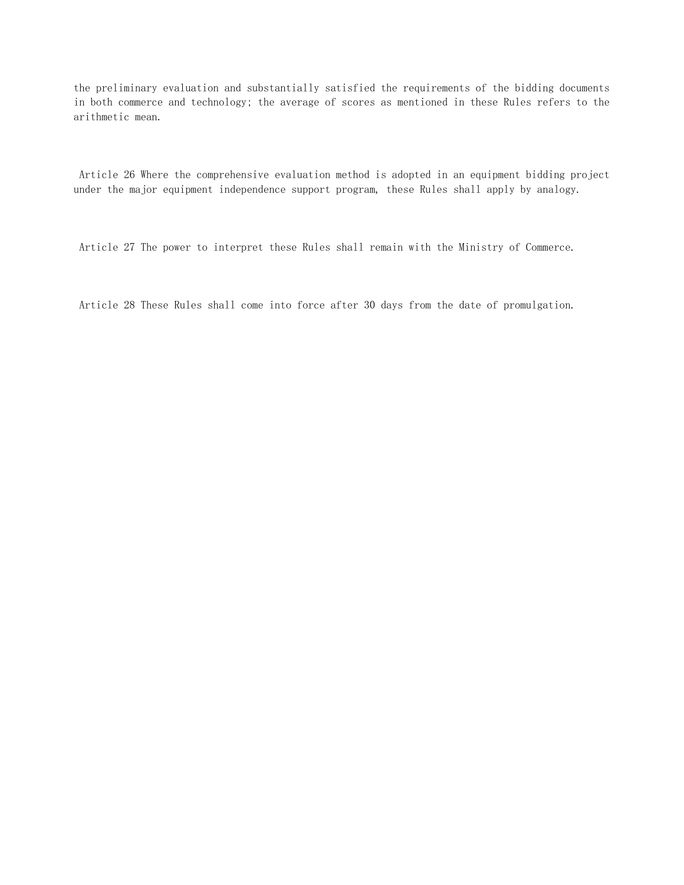the preliminary evaluation and substantially satisfied the requirements of the bidding documents in both commerce and technology; the average of scores as mentioned in these Rules refers to the arithmetic mean.

Article 26 Where the comprehensive evaluation method is adopted in an equipment bidding project under the major equipment independence support program, these Rules shall apply by analogy.

Article 27 The power to interpret these Rules shall remain with the Ministry of Commerce.

Article 28 These Rules shall come into force after 30 days from the date of promulgation.